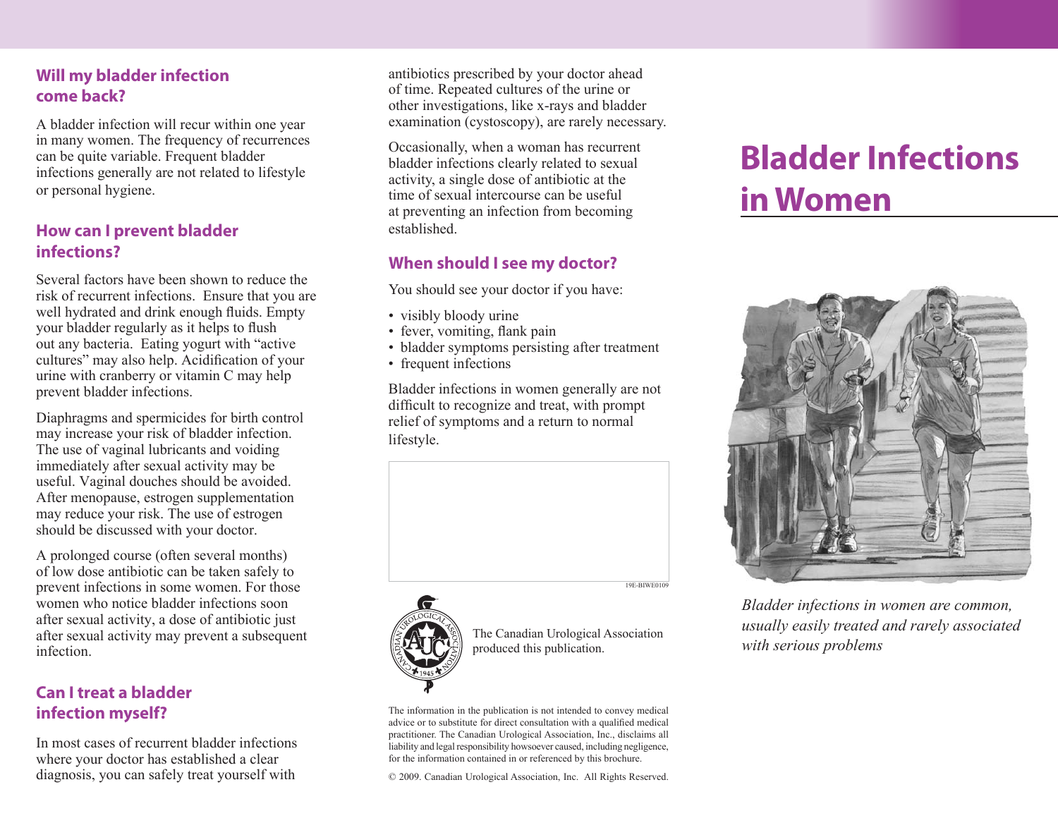## Will my bladder infection come back?

A bladder infection will recur within one year in many women. The frequency of recurrences can be quite variable. Frequent bladder infections generally are not related to lifestyle or personal hygiene.

## How can I prevent bladder infections?

Several factors have been shown to reduce the risk of recurrent infections. Ensure that you are well hydrated and drink enough fluids. Empty your bladder regularly as it helps to flush out any bacteria. Eating yogurt with "active cultures" may also help. Acidification of your urine with cranberry or vitamin C may help prevent bladder infections.

Diaphragms and spermicides for birth control may increase your risk of bladder infection. The use of vaginal lubricants and voiding immediately after sexual activity may be useful. Vaginal douches should be avoided. After menopause, estrogen supplementation may reduce your risk. The use of estrogen should be discussed with your doctor.

A prolonged course (often several months) of low dose antibiotic can be taken safely to prevent infections in some women. For those women who notice bladder infections soon after sexual activity, a dose of antibiotic just after sexual activity may prevent a subsequent infection.

## Can I treat a bladder infection myself?

In most cases of recurrent bladder infections where your doctor has established a clear diagnosis, you can safely treat yourself with antibiotics prescribed by your doctor ahead of time. Repeated cultures of the urine or other investigations, like x-rays and bladder examination (cystoscopy), are rarely necessary.

Occasionally, when a woman has recurrent bladder infections clearly related to sexual activity, a single dose of antibiotic at the time of sexual intercourse can be useful at preventing an infection from becoming established.

## When should I see my doctor?

You should see your doctor if you have:

- visibly bloody urine
- fever, vomiting, flank pain
- bladder symptoms persisting after treatment
- frequent infections

Bladder infections in women generally are not difficult to recognize and treat, with prompt relief of symptoms and a return to normal lifestyle.

19E-BIWE0109

The Canadian Urological Association produced this publication.

The information in the publication is not intended to convey medical advice or to substitute for direct consultation with a qualified medical practitioner. The Canadian Urological Association, Inc., disclaims all liability and legal responsibility howsoever caused, including negligence, for the information contained in or referenced by this brochure.

© 2009. Canadian Urological Association, Inc. All Rights Reserved.

# Bladder Infections in Women

*Bladder infections in women are common, usually easily treated and rarely associated with serious problems*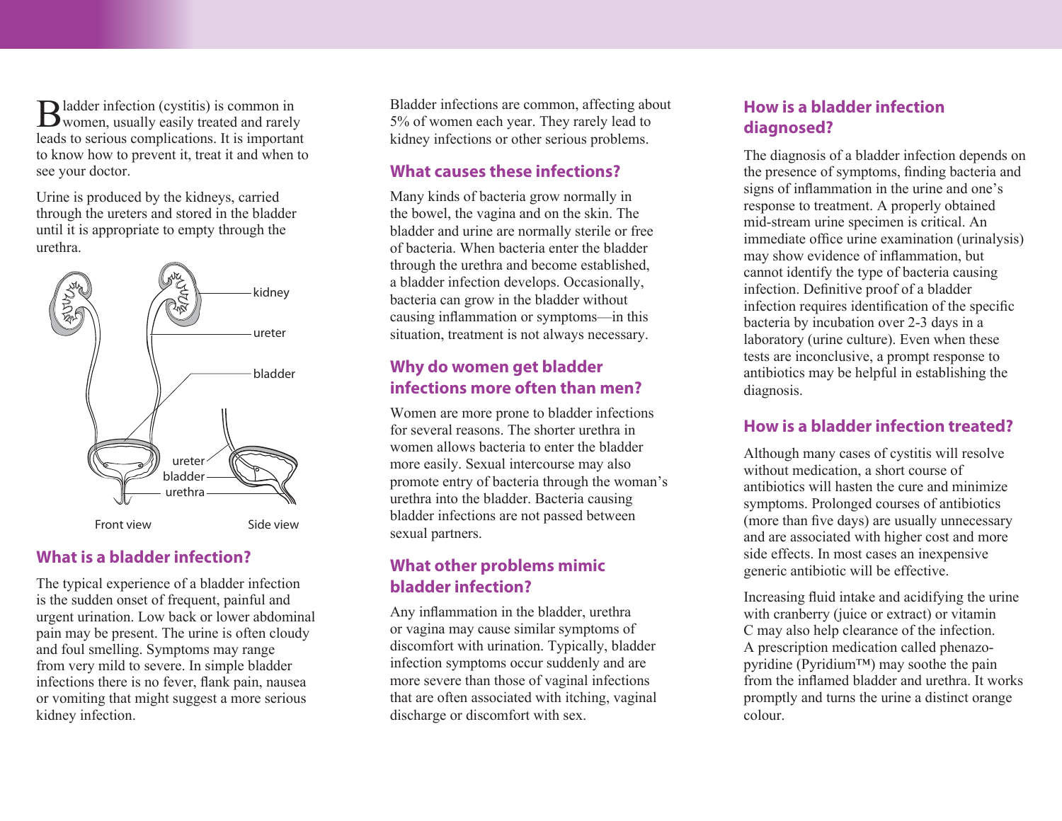Bladder infection (cystitis) is common in women, usually easily treated and rarely leads to serious complications. It is important to know how to prevent it, treat it and when to see your doctor.

Urine is produced by the kidneys, carried through the ureters and stored in the bladder until it is appropriate to empty through the urethra.

kidney
ureter
bladder
ureter
bladder
urethra
Front view
Side view

## What is a bladder infection?

The typical experience of a bladder infection is the sudden onset of frequent, painful and urgent urination. Low back or lower abdominal pain may be present. The urine is often cloudy and foul smelling. Symptoms may range from very mild to severe. In simple bladder infections there is no fever, flank pain, nausea or vomiting that might suggest a more serious kidney infection.

Bladder infections are common, affecting about 5% of women each year. They rarely lead to kidney infections or other serious problems.

## What causes these infections?

Many kinds of bacteria grow normally in the bowel, the vagina and on the skin. The bladder and urine are normally sterile or free of bacteria. When bacteria enter the bladder through the urethra and become established, a bladder infection develops. Occasionally, bacteria can grow in the bladder without causing inflammation or symptoms—in this situation, treatment is not always necessary.

## Why do women get bladder infections more often than men?

Women are more prone to bladder infections for several reasons. The shorter urethra in women allows bacteria to enter the bladder more easily. Sexual intercourse may also promote entry of bacteria through the woman's urethra into the bladder. Bacteria causing bladder infections are not passed between sexual partners.

## What other problems mimic bladder infection?

Any inflammation in the bladder, urethra or vagina may cause similar symptoms of discomfort with urination. Typically, bladder infection symptoms occur suddenly and are more severe than those of vaginal infections that are often associated with itching, vaginal discharge or discomfort with sex.

## How is a bladder infection diagnosed?

The diagnosis of a bladder infection depends on the presence of symptoms, finding bacteria and signs of inflammation in the urine and one's response to treatment. A properly obtained mid-stream urine specimen is critical. An immediate office urine examination (urinalysis) may show evidence of inflammation, but cannot identify the type of bacteria causing infection. Definitive proof of a bladder infection requires identification of the specific bacteria by incubation over 2-3 days in a laboratory (urine culture). Even when these tests are inconclusive, a prompt response to antibiotics may be helpful in establishing the diagnosis.

## How is a bladder infection treated?

Although many cases of cystitis will resolve without medication, a short course of antibiotics will hasten the cure and minimize symptoms. Prolonged courses of antibiotics (more than five days) are usually unnecessary and are associated with higher cost and more side effects. In most cases an inexpensive generic antibiotic will be effective.

Increasing fluid intake and acidifying the urine with cranberry (juice or extract) or vitamin C may also help clearance of the infection. A prescription medication called phenazopyridine (Pyridium™) may soothe the pain from the inflamed bladder and urethra. It works promptly and turns the urine a distinct orange colour.